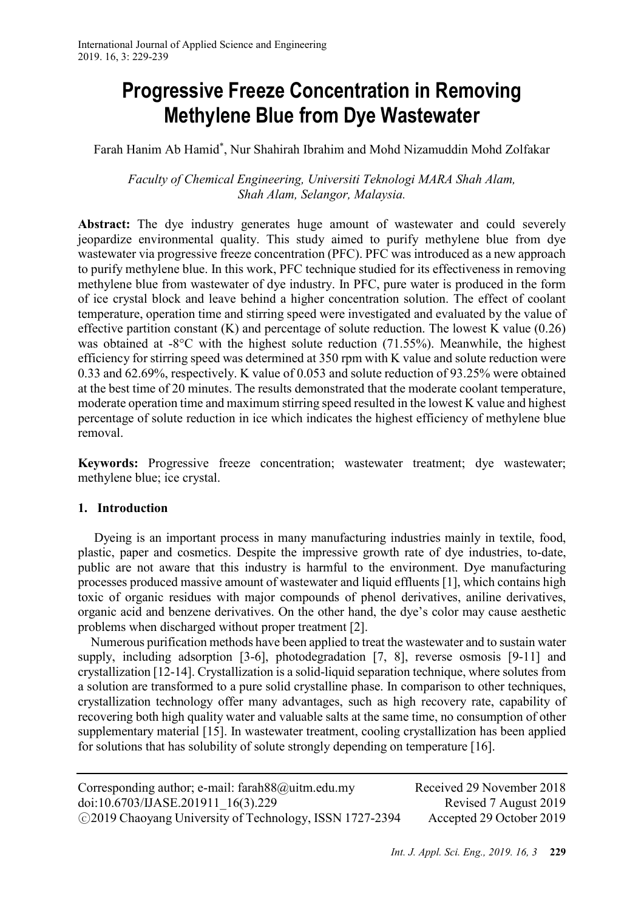# Progressive Freeze Concentration in Removing Methylene Blue from Dye Wastewater

Farah Hanim Ab Hamid*, Nur Shahirah Ibrahim and Mohd Nizamuddin Mohd Zolfakar

*Faculty of Chemical Engineering, Universiti Teknologi MARA Shah Alam, Shah Alam, Selangor, Malaysia.*

**Abstract:** The dye industry generates huge amount of wastewater and could severely jeopardize environmental quality. This study aimed to purify methylene blue from dye wastewater via progressive freeze concentration (PFC). PFC was introduced as a new approach to purify methylene blue. In this work, PFC technique studied for its effectiveness in removing methylene blue from wastewater of dye industry. In PFC, pure water is produced in the form of ice crystal block and leave behind a higher concentration solution. The effect of coolant temperature, operation time and stirring speed were investigated and evaluated by the value of effective partition constant (K) and percentage of solute reduction. The lowest K value (0.26) was obtained at -8°C with the highest solute reduction (71.55%). Meanwhile, the highest efficiency for stirring speed was determined at 350 rpm with K value and solute reduction were 0.33 and 62.69%, respectively. K value of 0.053 and solute reduction of 93.25% were obtained at the best time of 20 minutes. The results demonstrated that the moderate coolant temperature, moderate operation time and maximum stirring speed resulted in the lowest K value and highest percentage of solute reduction in ice which indicates the highest efficiency of methylene blue removal.

**Keywords:** Progressive freeze concentration; wastewater treatment; dye wastewater; methylene blue; ice crystal.

## 1. Introduction

Dyeing is an important process in many manufacturing industries mainly in textile, food, plastic, paper and cosmetics. Despite the impressive growth rate of dye industries, to-date, public are not aware that this industry is harmful to the environment. Dye manufacturing processes produced massive amount of wastewater and liquid effluents [1], which contains high toxic of organic residues with major compounds of phenol derivatives, aniline derivatives, organic acid and benzene derivatives. On the other hand, the dye's color may cause aesthetic problems when discharged without proper treatment [2].

Numerous purification methods have been applied to treat the wastewater and to sustain water supply, including adsorption [3-6], photodegradation [7, 8], reverse osmosis [9-11] and crystallization [12-14]. Crystallization is a solid-liquid separation technique, where solutes from a solution are transformed to a pure solid crystalline phase. In comparison to other techniques, crystallization technology offer many advantages, such as high recovery rate, capability of recovering both high quality water and valuable salts at the same time, no consumption of other supplementary material [15]. In wastewater treatment, cooling crystallization has been applied for solutions that has solubility of solute strongly depending on temperature [16].

---

Corresponding author; e-mail: farah88@uitm.edu.my
doi:10.6703/IJASE.201911_16(3).229
ⓒ2019 Chaoyang University of Technology, ISSN 1727-2394

Received 29 November 2018
Revised 7 August 2019
Accepted 29 October 2019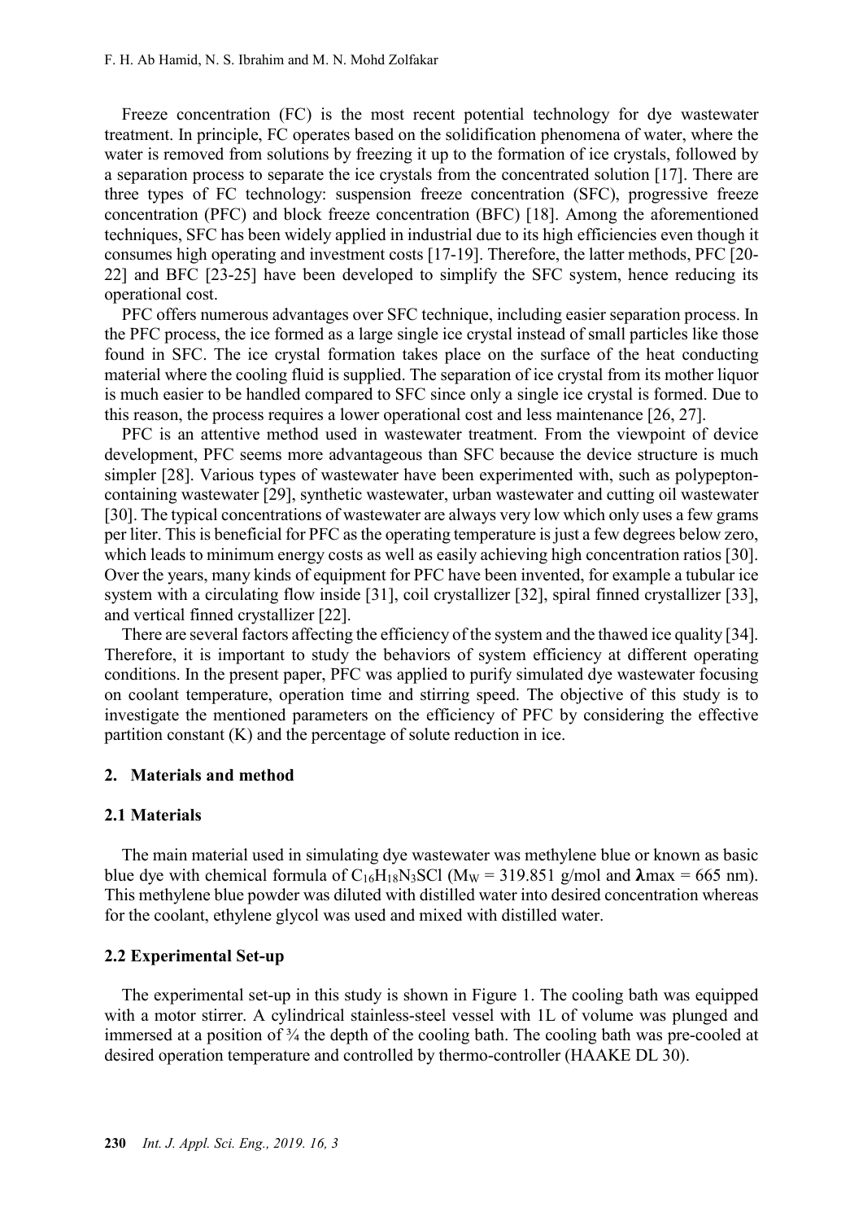Freeze concentration (FC) is the most recent potential technology for dye wastewater treatment. In principle, FC operates based on the solidification phenomena of water, where the water is removed from solutions by freezing it up to the formation of ice crystals, followed by a separation process to separate the ice crystals from the concentrated solution [17]. There are three types of FC technology: suspension freeze concentration (SFC), progressive freeze concentration (PFC) and block freeze concentration (BFC) [18]. Among the aforementioned techniques, SFC has been widely applied in industrial due to its high efficiencies even though it consumes high operating and investment costs [17-19]. Therefore, the latter methods, PFC [20-22] and BFC [23-25] have been developed to simplify the SFC system, hence reducing its operational cost.

PFC offers numerous advantages over SFC technique, including easier separation process. In the PFC process, the ice formed as a large single ice crystal instead of small particles like those found in SFC. The ice crystal formation takes place on the surface of the heat conducting material where the cooling fluid is supplied. The separation of ice crystal from its mother liquor is much easier to be handled compared to SFC since only a single ice crystal is formed. Due to this reason, the process requires a lower operational cost and less maintenance [26, 27].

PFC is an attentive method used in wastewater treatment. From the viewpoint of device development, PFC seems more advantageous than SFC because the device structure is much simpler [28]. Various types of wastewater have been experimented with, such as polypepton-containing wastewater [29], synthetic wastewater, urban wastewater and cutting oil wastewater [30]. The typical concentrations of wastewater are always very low which only uses a few grams per liter. This is beneficial for PFC as the operating temperature is just a few degrees below zero, which leads to minimum energy costs as well as easily achieving high concentration ratios [30]. Over the years, many kinds of equipment for PFC have been invented, for example a tubular ice system with a circulating flow inside [31], coil crystallizer [32], spiral finned crystallizer [33], and vertical finned crystallizer [22].

There are several factors affecting the efficiency of the system and the thawed ice quality [34]. Therefore, it is important to study the behaviors of system efficiency at different operating conditions. In the present paper, PFC was applied to purify simulated dye wastewater focusing on coolant temperature, operation time and stirring speed. The objective of this study is to investigate the mentioned parameters on the efficiency of PFC by considering the effective partition constant (K) and the percentage of solute reduction in ice.

## 2. Materials and method

### 2.1 Materials

The main material used in simulating dye wastewater was methylene blue or known as basic blue dye with chemical formula of $C_{16}H_{18}N_3SCl$ ($M_W$ = 319.851 g/mol and $\lambda$max = 665 nm). This methylene blue powder was diluted with distilled water into desired concentration whereas for the coolant, ethylene glycol was used and mixed with distilled water.

### 2.2 Experimental Set-up

The experimental set-up in this study is shown in Figure 1. The cooling bath was equipped with a motor stirrer. A cylindrical stainless-steel vessel with 1L of volume was plunged and immersed at a position of ¾ the depth of the cooling bath. The cooling bath was pre-cooled at desired operation temperature and controlled by thermo-controller (HAAKE DL 30).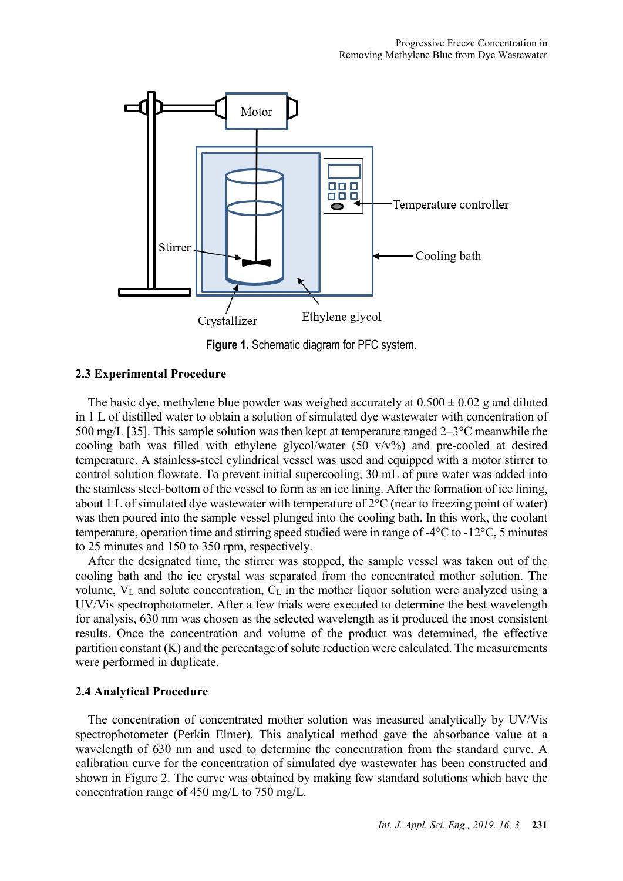Figure 1. Schematic diagram for PFC system.

### 2.3 Experimental Procedure

The basic dye, methylene blue powder was weighed accurately at 0.500 ± 0.02 g and diluted in 1 L of distilled water to obtain a solution of simulated dye wastewater with concentration of 500 mg/L [35]. This sample solution was then kept at temperature ranged 2–3°C meanwhile the cooling bath was filled with ethylene glycol/water (50 v/v%) and pre-cooled at desired temperature. A stainless-steel cylindrical vessel was used and equipped with a motor stirrer to control solution flowrate. To prevent initial supercooling, 30 mL of pure water was added into the stainless steel-bottom of the vessel to form as an ice lining. After the formation of ice lining, about 1 L of simulated dye wastewater with temperature of 2°C (near to freezing point of water) was then poured into the sample vessel plunged into the cooling bath. In this work, the coolant temperature, operation time and stirring speed studied were in range of -4°C to -12°C, 5 minutes to 25 minutes and 150 to 350 rpm, respectively.

After the designated time, the stirrer was stopped, the sample vessel was taken out of the cooling bath and the ice crystal was separated from the concentrated mother solution. The volume, $V_L$ and solute concentration, $C_L$ in the mother liquor solution were analyzed using a UV/Vis spectrophotometer. After a few trials were executed to determine the best wavelength for analysis, 630 nm was chosen as the selected wavelength as it produced the most consistent results. Once the concentration and volume of the product was determined, the effective partition constant (K) and the percentage of solute reduction were calculated. The measurements were performed in duplicate.

### 2.4 Analytical Procedure

The concentration of concentrated mother solution was measured analytically by UV/Vis spectrophotometer (Perkin Elmer). This analytical method gave the absorbance value at a wavelength of 630 nm and used to determine the concentration from the standard curve. A calibration curve for the concentration of simulated dye wastewater has been constructed and shown in Figure 2. The curve was obtained by making few standard solutions which have the concentration range of 450 mg/L to 750 mg/L.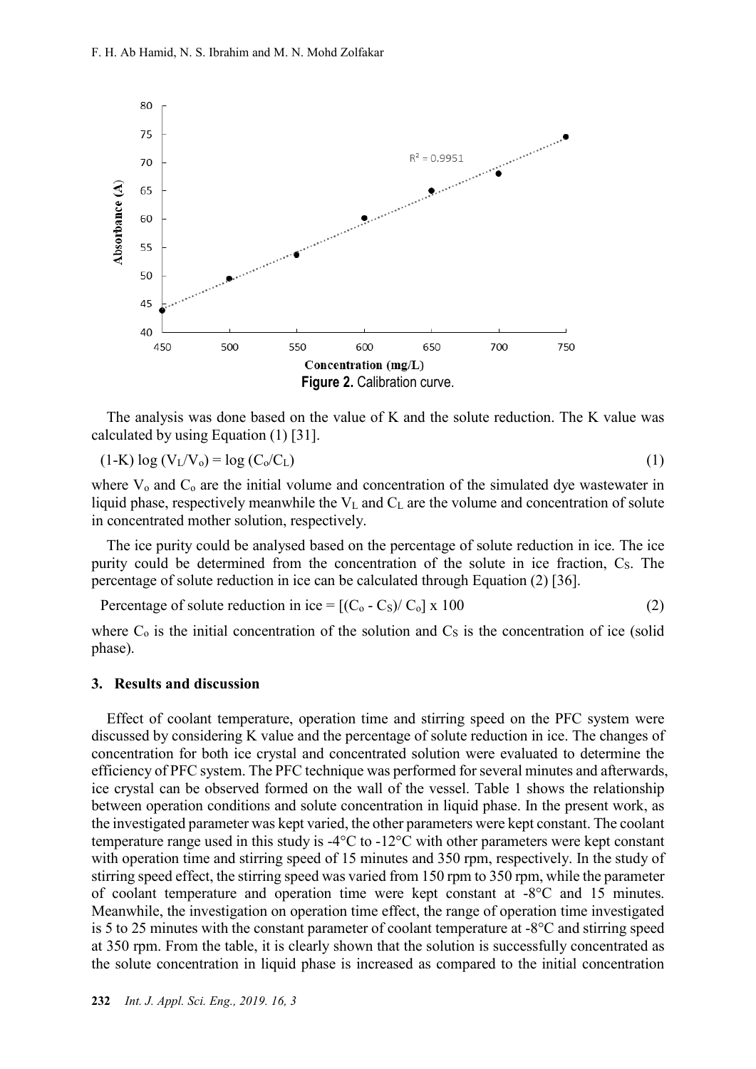**Figure 2.** Calibration curve.

The analysis was done based on the value of K and the solute reduction. The K value was calculated by using Equation (1) [31].

$$(1-K) \log (V_L/V_o) = \log (C_o/C_L) \quad (1)$$

where $V_o$ and $C_o$ are the initial volume and concentration of the simulated dye wastewater in liquid phase, respectively meanwhile the $V_L$ and $C_L$ are the volume and concentration of solute in concentrated mother solution, respectively.

The ice purity could be analysed based on the percentage of solute reduction in ice. The ice purity could be determined from the concentration of the solute in ice fraction, $C_S$. The percentage of solute reduction in ice can be calculated through Equation (2) [36].

$$\text{Percentage of solute reduction in ice} = [(C_o - C_S)/ C_o] \times 100 \quad (2)$$

where $C_o$ is the initial concentration of the solution and $C_S$ is the concentration of ice (solid phase).

## 3. Results and discussion

Effect of coolant temperature, operation time and stirring speed on the PFC system were discussed by considering K value and the percentage of solute reduction in ice. The changes of concentration for both ice crystal and concentrated solution were evaluated to determine the efficiency of PFC system. The PFC technique was performed for several minutes and afterwards, ice crystal can be observed formed on the wall of the vessel. Table 1 shows the relationship between operation conditions and solute concentration in liquid phase. In the present work, as the investigated parameter was kept varied, the other parameters were kept constant. The coolant temperature range used in this study is -4°C to -12°C with other parameters were kept constant with operation time and stirring speed of 15 minutes and 350 rpm, respectively. In the study of stirring speed effect, the stirring speed was varied from 150 rpm to 350 rpm, while the parameter of coolant temperature and operation time were kept constant at -8°C and 15 minutes. Meanwhile, the investigation on operation time effect, the range of operation time investigated is 5 to 25 minutes with the constant parameter of coolant temperature at -8°C and stirring speed at 350 rpm. From the table, it is clearly shown that the solution is successfully concentrated as the solute concentration in liquid phase is increased as compared to the initial concentration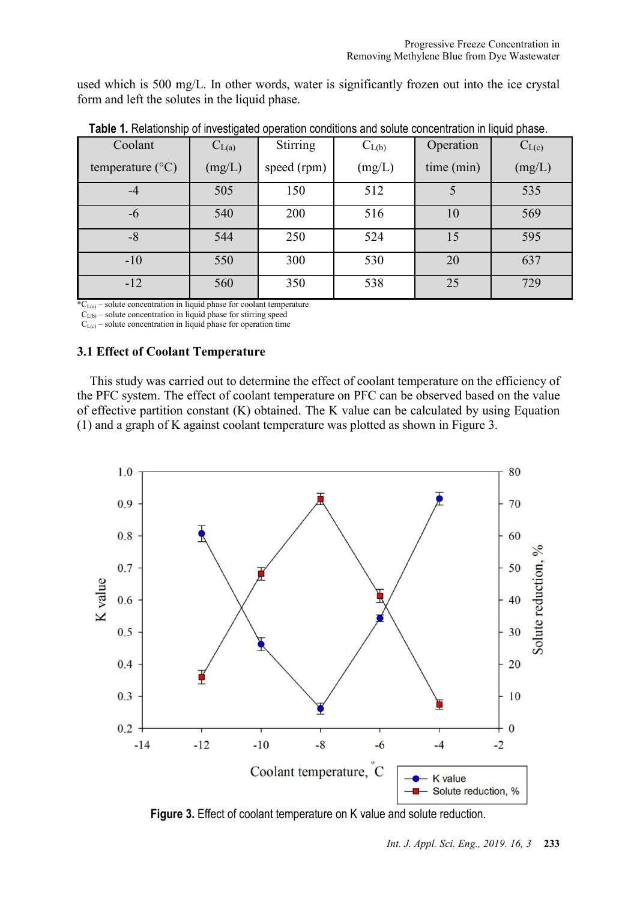used which is 500 mg/L. In other words, water is significantly frozen out into the ice crystal form and left the solutes in the liquid phase.

**Table 1.** Relationship of investigated operation conditions and solute concentration in liquid phase.

| Coolant temperature (°C) | $C_{L(a)}$ (mg/L) | Stirring speed (rpm) | $C_{L(b)}$ (mg/L) | Operation time (min) | $C_{L(c)}$ (mg/L) |
|---|---|---|---|---|---|
| -4 | 505 | 150 | 512 | 5 | 535 |
| -6 | 540 | 200 | 516 | 10 | 569 |
| -8 | 544 | 250 | 524 | 15 | 595 |
| -10 | 550 | 300 | 530 | 20 | 637 |
| -12 | 560 | 350 | 538 | 25 | 729 |

*$C_{L(a)}$ – solute concentration in liquid phase for coolant temperature
$C_{L(b)}$ – solute concentration in liquid phase for stirring speed
$C_{L(c)}$ – solute concentration in liquid phase for operation time

### 3.1 Effect of Coolant Temperature

This study was carried out to determine the effect of coolant temperature on the efficiency of the PFC system. The effect of coolant temperature on PFC can be observed based on the value of effective partition constant (K) obtained. The K value can be calculated by using Equation (1) and a graph of K against coolant temperature was plotted as shown in Figure 3.

**Figure 3.** Effect of coolant temperature on K value and solute reduction.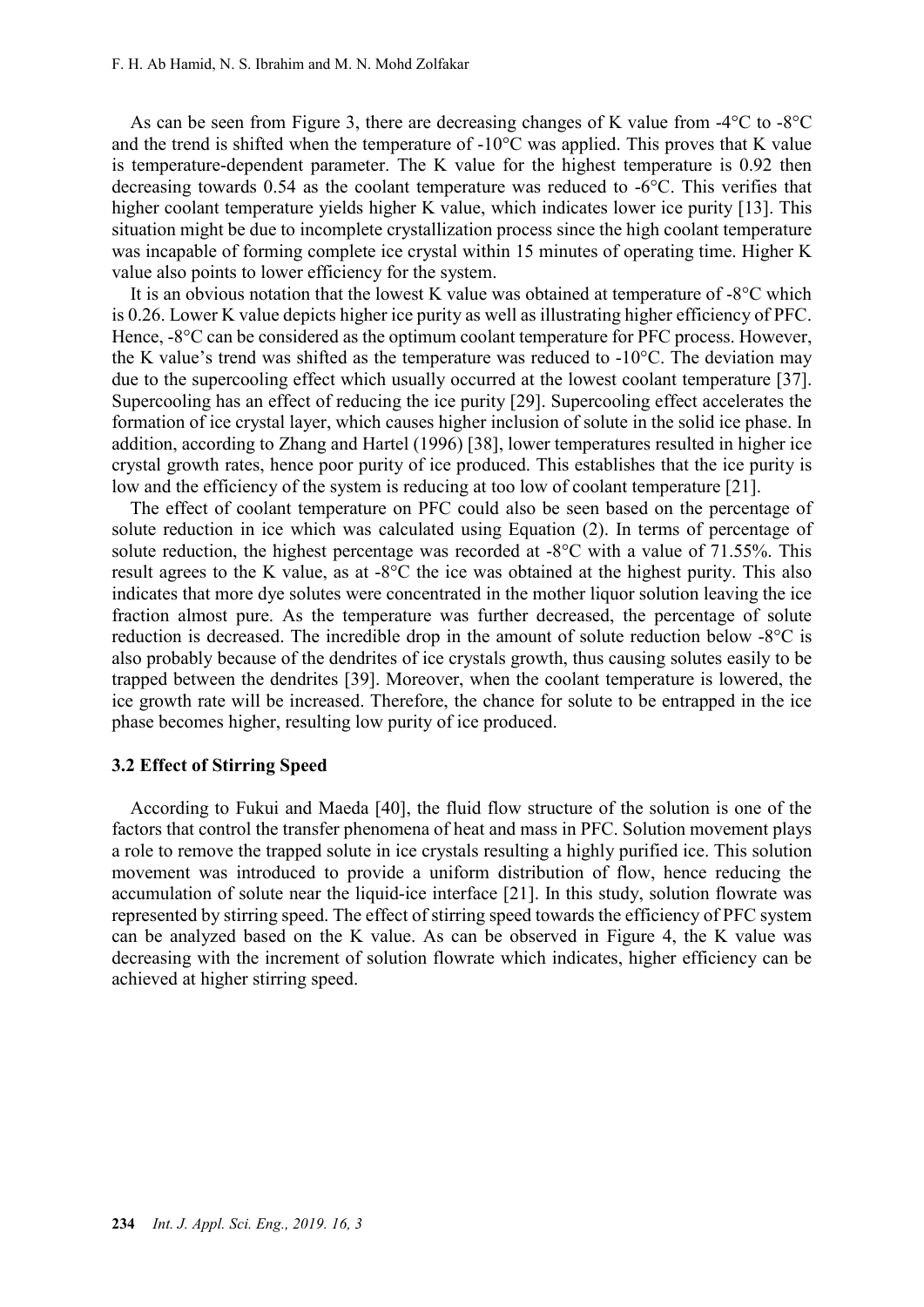As can be seen from Figure 3, there are decreasing changes of K value from -4°C to -8°C and the trend is shifted when the temperature of -10°C was applied. This proves that K value is temperature-dependent parameter. The K value for the highest temperature is 0.92 then decreasing towards 0.54 as the coolant temperature was reduced to -6°C. This verifies that higher coolant temperature yields higher K value, which indicates lower ice purity [13]. This situation might be due to incomplete crystallization process since the high coolant temperature was incapable of forming complete ice crystal within 15 minutes of operating time. Higher K value also points to lower efficiency for the system.

It is an obvious notation that the lowest K value was obtained at temperature of -8°C which is 0.26. Lower K value depicts higher ice purity as well as illustrating higher efficiency of PFC. Hence, -8°C can be considered as the optimum coolant temperature for PFC process. However, the K value's trend was shifted as the temperature was reduced to -10°C. The deviation may due to the supercooling effect which usually occurred at the lowest coolant temperature [37]. Supercooling has an effect of reducing the ice purity [29]. Supercooling effect accelerates the formation of ice crystal layer, which causes higher inclusion of solute in the solid ice phase. In addition, according to Zhang and Hartel (1996) [38], lower temperatures resulted in higher ice crystal growth rates, hence poor purity of ice produced. This establishes that the ice purity is low and the efficiency of the system is reducing at too low of coolant temperature [21].

The effect of coolant temperature on PFC could also be seen based on the percentage of solute reduction in ice which was calculated using Equation (2). In terms of percentage of solute reduction, the highest percentage was recorded at -8°C with a value of 71.55%. This result agrees to the K value, as at -8°C the ice was obtained at the highest purity. This also indicates that more dye solutes were concentrated in the mother liquor solution leaving the ice fraction almost pure. As the temperature was further decreased, the percentage of solute reduction is decreased. The incredible drop in the amount of solute reduction below -8°C is also probably because of the dendrites of ice crystals growth, thus causing solutes easily to be trapped between the dendrites [39]. Moreover, when the coolant temperature is lowered, the ice growth rate will be increased. Therefore, the chance for solute to be entrapped in the ice phase becomes higher, resulting low purity of ice produced.

### 3.2 Effect of Stirring Speed

According to Fukui and Maeda [40], the fluid flow structure of the solution is one of the factors that control the transfer phenomena of heat and mass in PFC. Solution movement plays a role to remove the trapped solute in ice crystals resulting a highly purified ice. This solution movement was introduced to provide a uniform distribution of flow, hence reducing the accumulation of solute near the liquid-ice interface [21]. In this study, solution flowrate was represented by stirring speed. The effect of stirring speed towards the efficiency of PFC system can be analyzed based on the K value. As can be observed in Figure 4, the K value was decreasing with the increment of solution flowrate which indicates, higher efficiency can be achieved at higher stirring speed.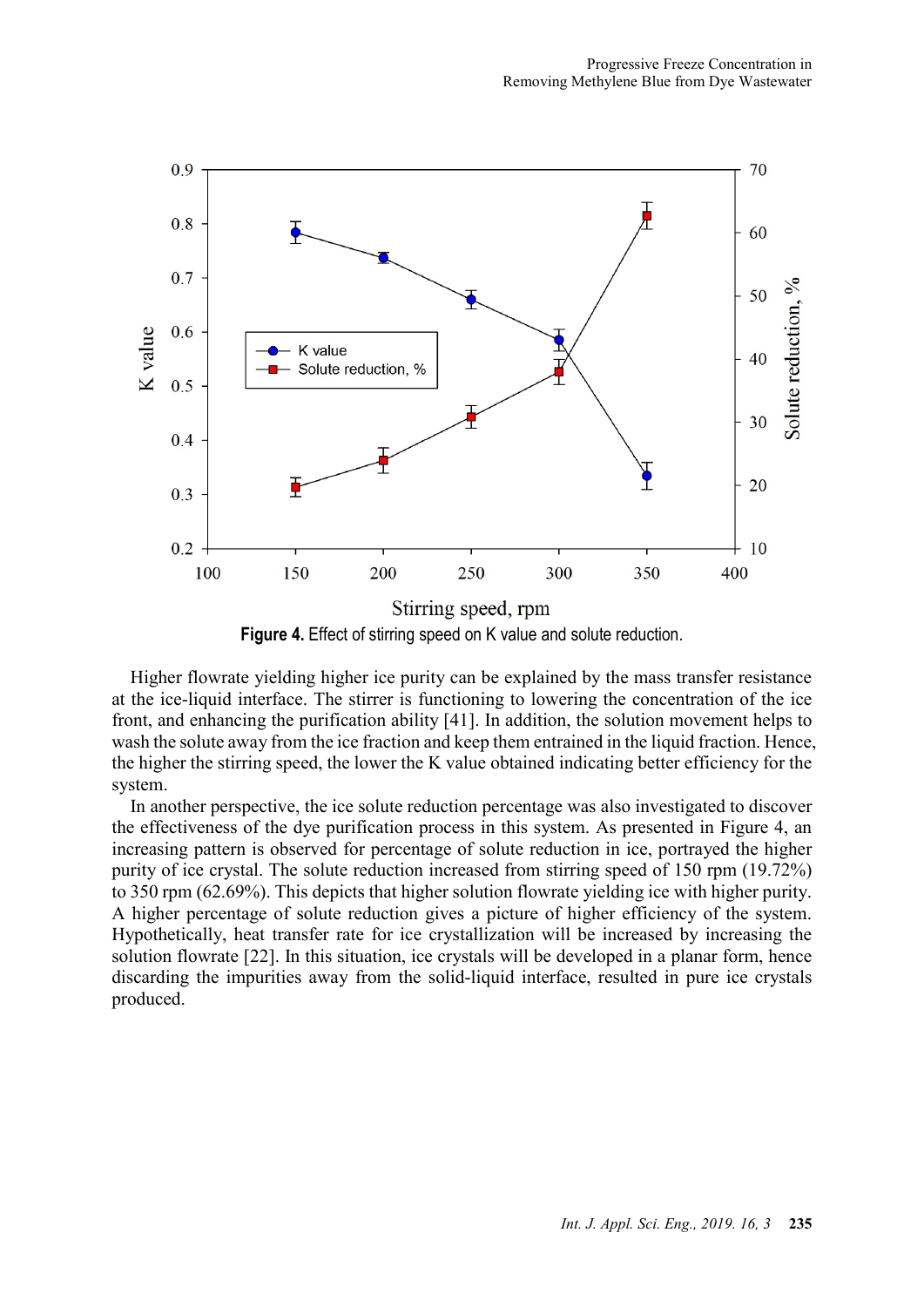**Figure 4.** Effect of stirring speed on K value and solute reduction.

Higher flowrate yielding higher ice purity can be explained by the mass transfer resistance at the ice-liquid interface. The stirrer is functioning to lowering the concentration of the ice front, and enhancing the purification ability [41]. In addition, the solution movement helps to wash the solute away from the ice fraction and keep them entrained in the liquid fraction. Hence, the higher the stirring speed, the lower the K value obtained indicating better efficiency for the system.

In another perspective, the ice solute reduction percentage was also investigated to discover the effectiveness of the dye purification process in this system. As presented in Figure 4, an increasing pattern is observed for percentage of solute reduction in ice, portrayed the higher purity of ice crystal. The solute reduction increased from stirring speed of 150 rpm (19.72%) to 350 rpm (62.69%). This depicts that higher solution flowrate yielding ice with higher purity. A higher percentage of solute reduction gives a picture of higher efficiency of the system. Hypothetically, heat transfer rate for ice crystallization will be increased by increasing the solution flowrate [22]. In this situation, ice crystals will be developed in a planar form, hence discarding the impurities away from the solid-liquid interface, resulted in pure ice crystals produced.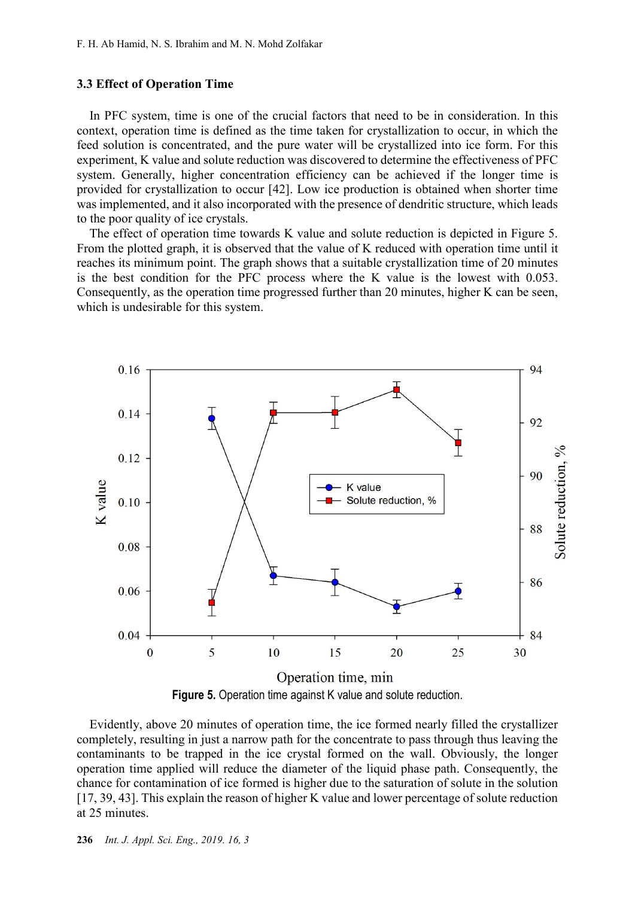### 3.3 Effect of Operation Time

In PFC system, time is one of the crucial factors that need to be in consideration. In this context, operation time is defined as the time taken for crystallization to occur, in which the feed solution is concentrated, and the pure water will be crystallized into ice form. For this experiment, K value and solute reduction was discovered to determine the effectiveness of PFC system. Generally, higher concentration efficiency can be achieved if the longer time is provided for crystallization to occur [42]. Low ice production is obtained when shorter time was implemented, and it also incorporated with the presence of dendritic structure, which leads to the poor quality of ice crystals.

The effect of operation time towards K value and solute reduction is depicted in Figure 5. From the plotted graph, it is observed that the value of K reduced with operation time until it reaches its minimum point. The graph shows that a suitable crystallization time of 20 minutes is the best condition for the PFC process where the K value is the lowest with 0.053. Consequently, as the operation time progressed further than 20 minutes, higher K can be seen, which is undesirable for this system.

**Figure 5.** Operation time against K value and solute reduction.

Evidently, above 20 minutes of operation time, the ice formed nearly filled the crystallizer completely, resulting in just a narrow path for the concentrate to pass through thus leaving the contaminants to be trapped in the ice crystal formed on the wall. Obviously, the longer operation time applied will reduce the diameter of the liquid phase path. Consequently, the chance for contamination of ice formed is higher due to the saturation of solute in the solution [17, 39, 43]. This explain the reason of higher K value and lower percentage of solute reduction at 25 minutes.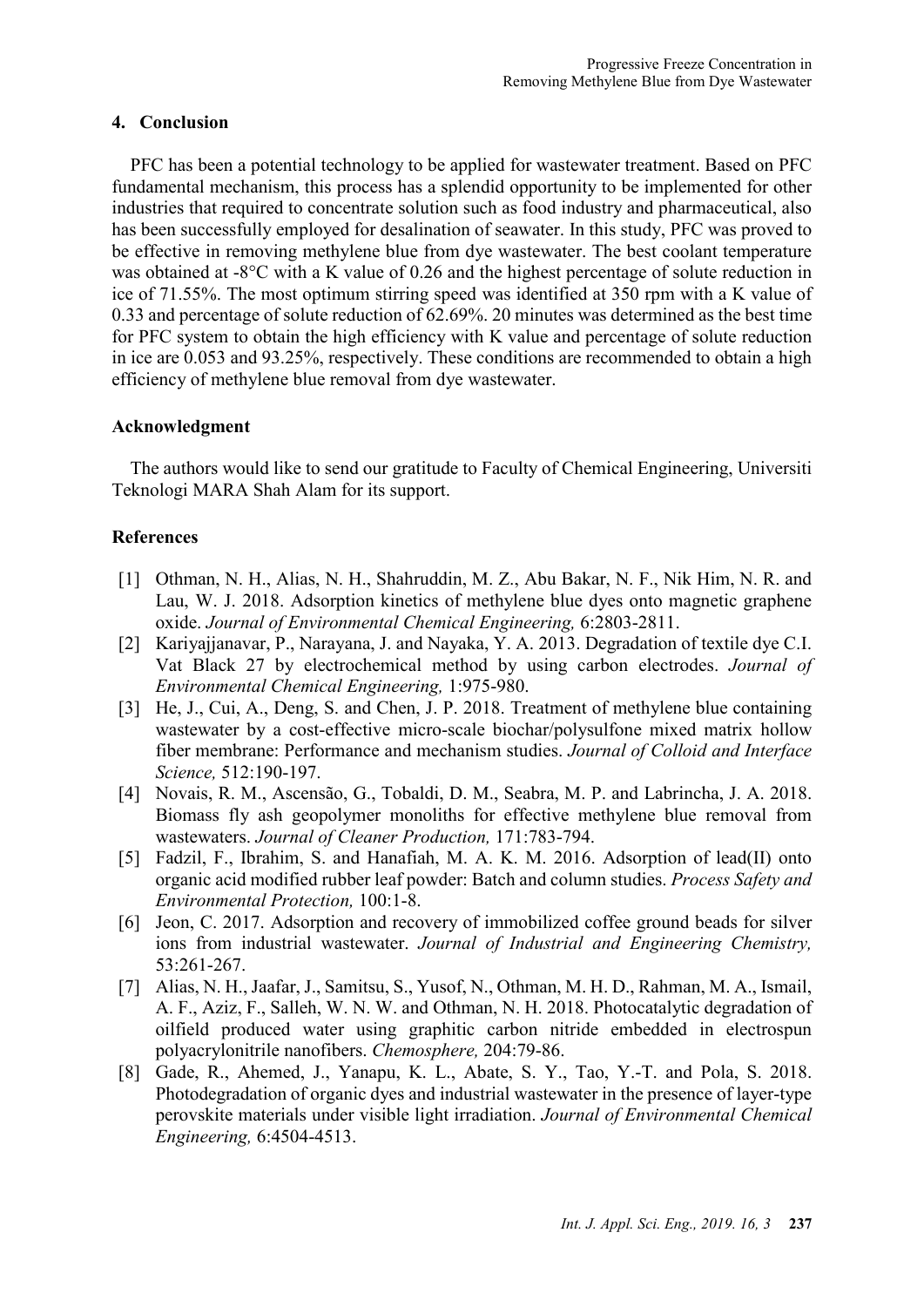## 4. Conclusion

PFC has been a potential technology to be applied for wastewater treatment. Based on PFC fundamental mechanism, this process has a splendid opportunity to be implemented for other industries that required to concentrate solution such as food industry and pharmaceutical, also has been successfully employed for desalination of seawater. In this study, PFC was proved to be effective in removing methylene blue from dye wastewater. The best coolant temperature was obtained at -8°C with a K value of 0.26 and the highest percentage of solute reduction in ice of 71.55%. The most optimum stirring speed was identified at 350 rpm with a K value of 0.33 and percentage of solute reduction of 62.69%. 20 minutes was determined as the best time for PFC system to obtain the high efficiency with K value and percentage of solute reduction in ice are 0.053 and 93.25%, respectively. These conditions are recommended to obtain a high efficiency of methylene blue removal from dye wastewater.

## Acknowledgment

The authors would like to send our gratitude to Faculty of Chemical Engineering, Universiti Teknologi MARA Shah Alam for its support.

## References

[1] Othman, N. H., Alias, N. H., Shahruddin, M. Z., Abu Bakar, N. F., Nik Him, N. R. and Lau, W. J. 2018. Adsorption kinetics of methylene blue dyes onto magnetic graphene oxide. *Journal of Environmental Chemical Engineering,* 6:2803-2811.

[2] Kariyajjanavar, P., Narayana, J. and Nayaka, Y. A. 2013. Degradation of textile dye C.I. Vat Black 27 by electrochemical method by using carbon electrodes. *Journal of Environmental Chemical Engineering,* 1:975-980.

[3] He, J., Cui, A., Deng, S. and Chen, J. P. 2018. Treatment of methylene blue containing wastewater by a cost-effective micro-scale biochar/polysulfone mixed matrix hollow fiber membrane: Performance and mechanism studies. *Journal of Colloid and Interface Science,* 512:190-197.

[4] Novais, R. M., Ascensão, G., Tobaldi, D. M., Seabra, M. P. and Labrincha, J. A. 2018. Biomass fly ash geopolymer monoliths for effective methylene blue removal from wastewaters. *Journal of Cleaner Production,* 171:783-794.

[5] Fadzil, F., Ibrahim, S. and Hanafiah, M. A. K. M. 2016. Adsorption of lead(II) onto organic acid modified rubber leaf powder: Batch and column studies. *Process Safety and Environmental Protection,* 100:1-8.

[6] Jeon, C. 2017. Adsorption and recovery of immobilized coffee ground beads for silver ions from industrial wastewater. *Journal of Industrial and Engineering Chemistry,* 53:261-267.

[7] Alias, N. H., Jaafar, J., Samitsu, S., Yusof, N., Othman, M. H. D., Rahman, M. A., Ismail, A. F., Aziz, F., Salleh, W. N. W. and Othman, N. H. 2018. Photocatalytic degradation of oilfield produced water using graphitic carbon nitride embedded in electrospun polyacrylonitrile nanofibers. *Chemosphere,* 204:79-86.

[8] Gade, R., Ahemed, J., Yanapu, K. L., Abate, S. Y., Tao, Y.-T. and Pola, S. 2018. Photodegradation of organic dyes and industrial wastewater in the presence of layer-type perovskite materials under visible light irradiation. *Journal of Environmental Chemical Engineering,* 6:4504-4513.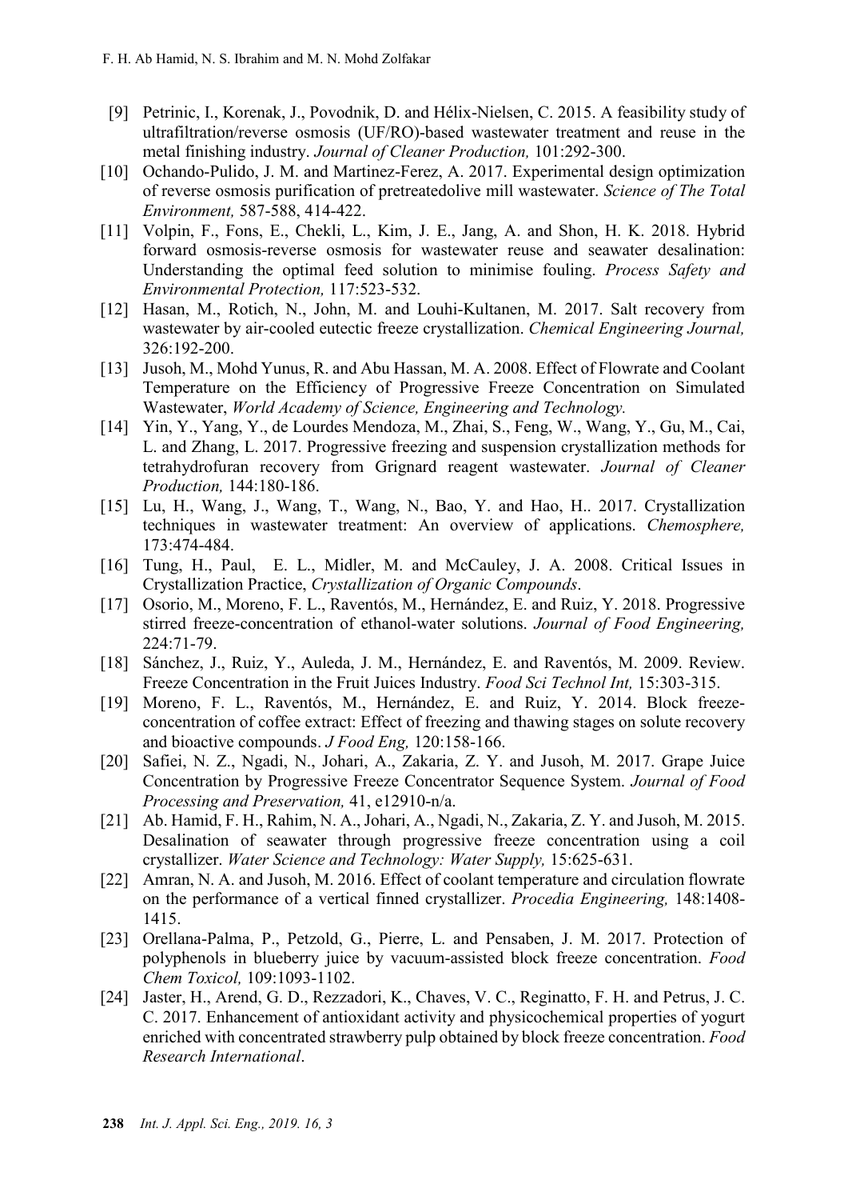[9] Petrinic, I., Korenak, J., Povodnik, D. and Hélix-Nielsen, C. 2015. A feasibility study of ultrafiltration/reverse osmosis (UF/RO)-based wastewater treatment and reuse in the metal finishing industry. *Journal of Cleaner Production,* 101:292-300.

[10] Ochando-Pulido, J. M. and Martinez-Ferez, A. 2017. Experimental design optimization of reverse osmosis purification of pretreatedolive mill wastewater. *Science of The Total Environment,* 587-588, 414-422.

[11] Volpin, F., Fons, E., Chekli, L., Kim, J. E., Jang, A. and Shon, H. K. 2018. Hybrid forward osmosis-reverse osmosis for wastewater reuse and seawater desalination: Understanding the optimal feed solution to minimise fouling. *Process Safety and Environmental Protection,* 117:523-532.

[12] Hasan, M., Rotich, N., John, M. and Louhi-Kultanen, M. 2017. Salt recovery from wastewater by air-cooled eutectic freeze crystallization. *Chemical Engineering Journal,* 326:192-200.

[13] Jusoh, M., Mohd Yunus, R. and Abu Hassan, M. A. 2008. Effect of Flowrate and Coolant Temperature on the Efficiency of Progressive Freeze Concentration on Simulated Wastewater, *World Academy of Science, Engineering and Technology.*

[14] Yin, Y., Yang, Y., de Lourdes Mendoza, M., Zhai, S., Feng, W., Wang, Y., Gu, M., Cai, L. and Zhang, L. 2017. Progressive freezing and suspension crystallization methods for tetrahydrofuran recovery from Grignard reagent wastewater. *Journal of Cleaner Production,* 144:180-186.

[15] Lu, H., Wang, J., Wang, T., Wang, N., Bao, Y. and Hao, H.. 2017. Crystallization techniques in wastewater treatment: An overview of applications. *Chemosphere,* 173:474-484.

[16] Tung, H., Paul, E. L., Midler, M. and McCauley, J. A. 2008. Critical Issues in Crystallization Practice, *Crystallization of Organic Compounds*.

[17] Osorio, M., Moreno, F. L., Raventós, M., Hernández, E. and Ruiz, Y. 2018. Progressive stirred freeze-concentration of ethanol-water solutions. *Journal of Food Engineering,* 224:71-79.

[18] Sánchez, J., Ruiz, Y., Auleda, J. M., Hernández, E. and Raventós, M. 2009. Review. Freeze Concentration in the Fruit Juices Industry. *Food Sci Technol Int,* 15:303-315.

[19] Moreno, F. L., Raventós, M., Hernández, E. and Ruiz, Y. 2014. Block freeze-concentration of coffee extract: Effect of freezing and thawing stages on solute recovery and bioactive compounds. *J Food Eng,* 120:158-166.

[20] Safiei, N. Z., Ngadi, N., Johari, A., Zakaria, Z. Y. and Jusoh, M. 2017. Grape Juice Concentration by Progressive Freeze Concentrator Sequence System. *Journal of Food Processing and Preservation,* 41, e12910-n/a.

[21] Ab. Hamid, F. H., Rahim, N. A., Johari, A., Ngadi, N., Zakaria, Z. Y. and Jusoh, M. 2015. Desalination of seawater through progressive freeze concentration using a coil crystallizer. *Water Science and Technology: Water Supply,* 15:625-631.

[22] Amran, N. A. and Jusoh, M. 2016. Effect of coolant temperature and circulation flowrate on the performance of a vertical finned crystallizer. *Procedia Engineering,* 148:1408-1415.

[23] Orellana-Palma, P., Petzold, G., Pierre, L. and Pensaben, J. M. 2017. Protection of polyphenols in blueberry juice by vacuum-assisted block freeze concentration. *Food Chem Toxicol,* 109:1093-1102.

[24] Jaster, H., Arend, G. D., Rezzadori, K., Chaves, V. C., Reginatto, F. H. and Petrus, J. C. C. 2017. Enhancement of antioxidant activity and physicochemical properties of yogurt enriched with concentrated strawberry pulp obtained by block freeze concentration. *Food Research International*.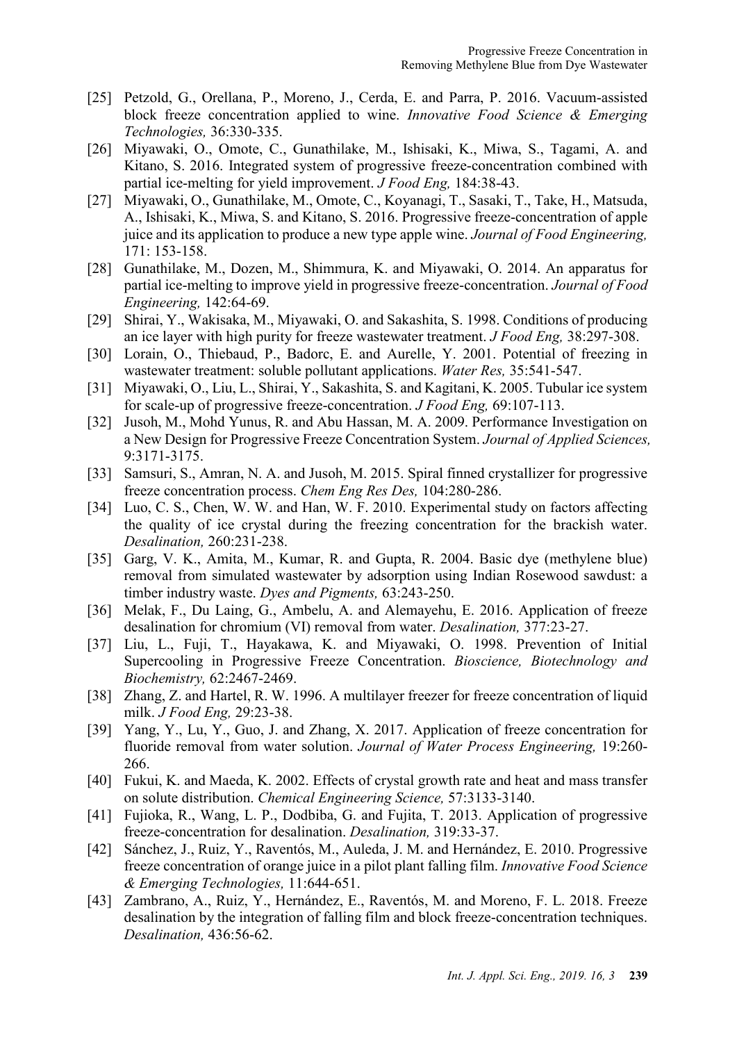[25] Petzold, G., Orellana, P., Moreno, J., Cerda, E. and Parra, P. 2016. Vacuum-assisted block freeze concentration applied to wine. *Innovative Food Science & Emerging Technologies,* 36:330-335.

[26] Miyawaki, O., Omote, C., Gunathilake, M., Ishisaki, K., Miwa, S., Tagami, A. and Kitano, S. 2016. Integrated system of progressive freeze-concentration combined with partial ice-melting for yield improvement. *J Food Eng,* 184:38-43.

[27] Miyawaki, O., Gunathilake, M., Omote, C., Koyanagi, T., Sasaki, T., Take, H., Matsuda, A., Ishisaki, K., Miwa, S. and Kitano, S. 2016. Progressive freeze-concentration of apple juice and its application to produce a new type apple wine. *Journal of Food Engineering,* 171: 153-158.

[28] Gunathilake, M., Dozen, M., Shimmura, K. and Miyawaki, O. 2014. An apparatus for partial ice-melting to improve yield in progressive freeze-concentration. *Journal of Food Engineering,* 142:64-69.

[29] Shirai, Y., Wakisaka, M., Miyawaki, O. and Sakashita, S. 1998. Conditions of producing an ice layer with high purity for freeze wastewater treatment. *J Food Eng,* 38:297-308.

[30] Lorain, O., Thiebaud, P., Badorc, E. and Aurelle, Y. 2001. Potential of freezing in wastewater treatment: soluble pollutant applications. *Water Res,* 35:541-547.

[31] Miyawaki, O., Liu, L., Shirai, Y., Sakashita, S. and Kagitani, K. 2005. Tubular ice system for scale-up of progressive freeze-concentration. *J Food Eng,* 69:107-113.

[32] Jusoh, M., Mohd Yunus, R. and Abu Hassan, M. A. 2009. Performance Investigation on a New Design for Progressive Freeze Concentration System. *Journal of Applied Sciences,* 9:3171-3175.

[33] Samsuri, S., Amran, N. A. and Jusoh, M. 2015. Spiral finned crystallizer for progressive freeze concentration process. *Chem Eng Res Des,* 104:280-286.

[34] Luo, C. S., Chen, W. W. and Han, W. F. 2010. Experimental study on factors affecting the quality of ice crystal during the freezing concentration for the brackish water. *Desalination,* 260:231-238.

[35] Garg, V. K., Amita, M., Kumar, R. and Gupta, R. 2004. Basic dye (methylene blue) removal from simulated wastewater by adsorption using Indian Rosewood sawdust: a timber industry waste. *Dyes and Pigments,* 63:243-250.

[36] Melak, F., Du Laing, G., Ambelu, A. and Alemayehu, E. 2016. Application of freeze desalination for chromium (VI) removal from water. *Desalination,* 377:23-27.

[37] Liu, L., Fuji, T., Hayakawa, K. and Miyawaki, O. 1998. Prevention of Initial Supercooling in Progressive Freeze Concentration. *Bioscience, Biotechnology and Biochemistry,* 62:2467-2469.

[38] Zhang, Z. and Hartel, R. W. 1996. A multilayer freezer for freeze concentration of liquid milk. *J Food Eng,* 29:23-38.

[39] Yang, Y., Lu, Y., Guo, J. and Zhang, X. 2017. Application of freeze concentration for fluoride removal from water solution. *Journal of Water Process Engineering,* 19:260-266.

[40] Fukui, K. and Maeda, K. 2002. Effects of crystal growth rate and heat and mass transfer on solute distribution. *Chemical Engineering Science,* 57:3133-3140.

[41] Fujioka, R., Wang, L. P., Dodbiba, G. and Fujita, T. 2013. Application of progressive freeze-concentration for desalination. *Desalination,* 319:33-37.

[42] Sánchez, J., Ruiz, Y., Raventós, M., Auleda, J. M. and Hernández, E. 2010. Progressive freeze concentration of orange juice in a pilot plant falling film. *Innovative Food Science & Emerging Technologies,* 11:644-651.

[43] Zambrano, A., Ruiz, Y., Hernández, E., Raventós, M. and Moreno, F. L. 2018. Freeze desalination by the integration of falling film and block freeze-concentration techniques. *Desalination,* 436:56-62.